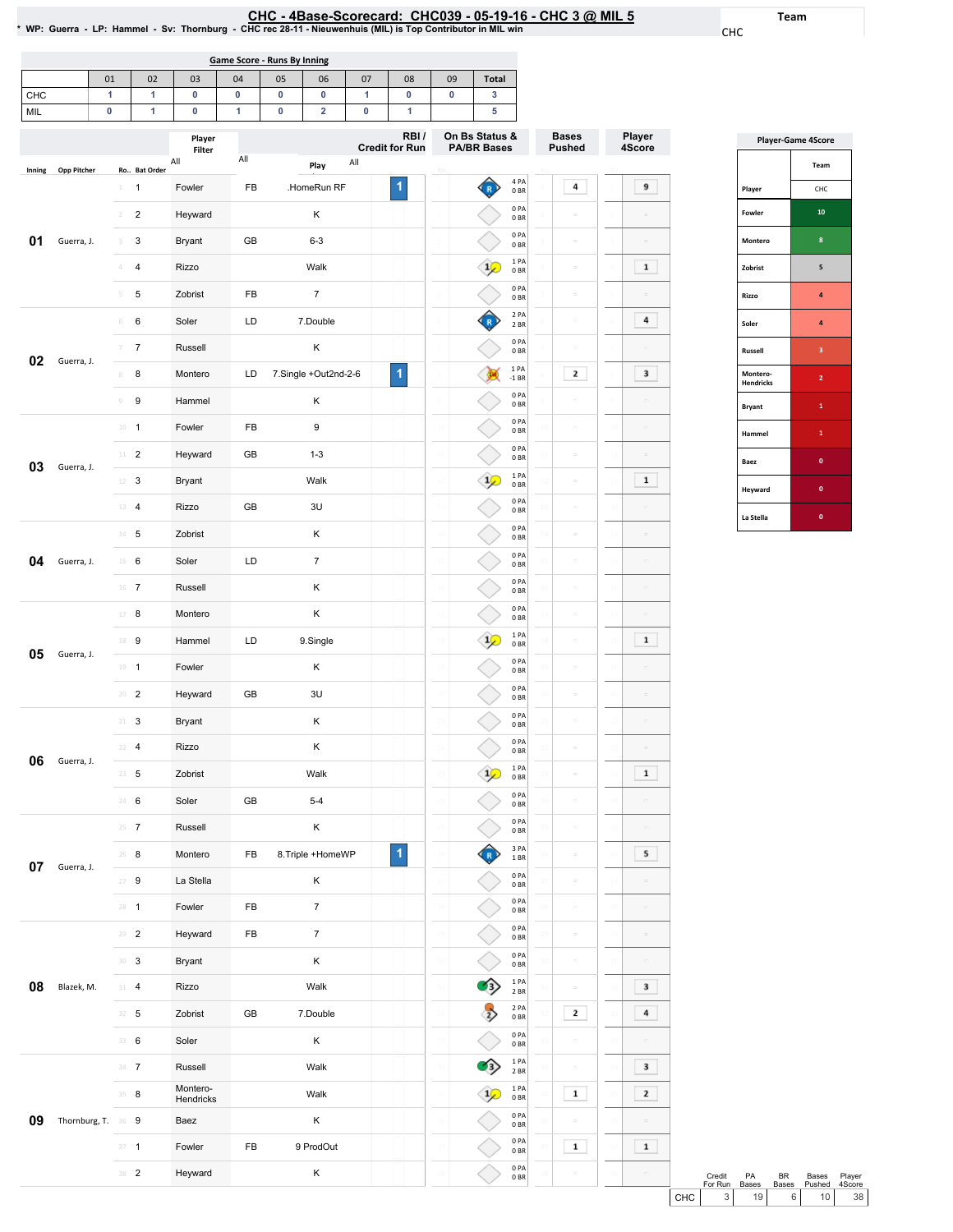# CHC - 4Base-Scorecard: CHC039 - 05-19-16 - CHC 3 @ MIL 5

* WP: Guerra - LP: Hammel - Sv: Thornburg - CHC rec 28-11 - Nieuwenhuis (MIL) is Top Contributor in MIL win

Team: CHC

## Game Score - Runs By Inning

| | 01 | 02 | 03 | 04 | 05 | 06 | 07 | 08 | 09 | Total |
|---|---|---|---|---|---|---|---|---|---|---|
| CHC | 1 | 1 | 0 | 0 | 0 | 0 | 1 | 0 | 0 | 3 |
| MIL | 0 | 1 | 0 | 1 | 0 | 2 | 0 | 1 | | 5 |

| Inning | Opp Pitcher | Ro.. | Bat Order | Player | | Play | RBI / Credit for Run | On Bs Status & PA/BR Bases | Bases Pushed | Player 4Score |
|---|---|---|---|---|---|---|---|---|---|---|
| 01 | Guerra, J. | 1 | 1 | Fowler | FB | .HomeRun RF | 1 | 4 PA 0 BR | 4 | 9 |
| | | 2 | 2 | Heyward | | K | | 0 PA 0 BR | | |
| | | 3 | 3 | Bryant | GB | 6-3 | | 0 PA 0 BR | | |
| | | 4 | 4 | Rizzo | | Walk | | 1 PA 0 BR | | 1 |
| | | 5 | 5 | Zobrist | FB | 7 | | 0 PA 0 BR | | |
| 02 | Guerra, J. | 6 | 6 | Soler | LD | 7.Double | | 2 PA 2 BR | | 4 |
| | | 7 | 7 | Russell | | K | | 0 PA 0 BR | | |
| | | 8 | 8 | Montero | LD | 7.Single +Out2nd-2-6 | 1 | 1 PA -1 BR | 2 | 3 |
| | | 9 | 9 | Hammel | | K | | 0 PA 0 BR | | |
| 03 | Guerra, J. | 10 | 1 | Fowler | FB | 9 | | 0 PA 0 BR | | |
| | | 11 | 2 | Heyward | GB | 1-3 | | 0 PA 0 BR | | |
| | | 12 | 3 | Bryant | | Walk | | 1 PA 0 BR | | 1 |
| | | 13 | 4 | Rizzo | GB | 3U | | 0 PA 0 BR | | |
| 04 | Guerra, J. | 14 | 5 | Zobrist | | K | | 0 PA 0 BR | | |
| | | 15 | 6 | Soler | LD | 7 | | 0 PA 0 BR | | |
| | | 16 | 7 | Russell | | K | | 0 PA 0 BR | | |
| 05 | Guerra, J. | 17 | 8 | Montero | | K | | 0 PA 0 BR | | |
| | | 18 | 9 | Hammel | LD | 9.Single | | 1 PA 0 BR | | 1 |
| | | 19 | 1 | Fowler | | K | | 0 PA 0 BR | | |
| | | 20 | 2 | Heyward | GB | 3U | | 0 PA 0 BR | | |
| 06 | Guerra, J. | 21 | 3 | Bryant | | K | | 0 PA 0 BR | | |
| | | 22 | 4 | Rizzo | | K | | 0 PA 0 BR | | |
| | | 23 | 5 | Zobrist | | Walk | | 1 PA 0 BR | | 1 |
| | | 24 | 6 | Soler | GB | 5-4 | | 0 PA 0 BR | | |
| 07 | Guerra, J. | 25 | 7 | Russell | | K | | 0 PA 0 BR | | |
| | | 26 | 8 | Montero | FB | 8.Triple +HomeWP | 1 | 3 PA 1 BR | | 5 |
| | | 27 | 9 | La Stella | | K | | 0 PA 0 BR | | |
| | | 28 | 1 | Fowler | FB | 7 | | 0 PA 0 BR | | |
| 08 | Blazek, M. | 29 | 2 | Heyward | FB | 7 | | 0 PA 0 BR | | |
| | | 30 | 3 | Bryant | | K | | 0 PA 0 BR | | |
| | | 31 | 4 | Rizzo | | Walk | | 1 PA 2 BR | | 3 |
| | | 32 | 5 | Zobrist | GB | 7.Double | | 2 PA 0 BR | 2 | 4 |
| | | 33 | 6 | Soler | | K | | 0 PA 0 BR | | |
| 09 | Thornburg, T. | 34 | 7 | Russell | | Walk | | 1 PA 2 BR | | 3 |
| | | 35 | 8 | Montero-Hendricks | | Walk | | 1 PA 0 BR | 1 | 2 |
| | | 36 | 9 | Baez | | K | | 0 PA 0 BR | | |
| | | 37 | 1 | Fowler | FB | 9 ProdOut | | 0 PA 0 BR | 1 | 1 |
| | | 38 | 2 | Heyward | | K | | 0 PA 0 BR | | |

| | Credit For Run | PA Bases | BR Bases | Bases Pushed | Player 4Score |
|---|---|---|---|---|---|
| CHC | 3 | 19 | 6 | 10 | 38 |

## Player-Game 4Score

| Player | Team CHC |
|---|---|
| Fowler | 10 |
| Montero | 8 |
| Zobrist | 5 |
| Rizzo | 4 |
| Soler | 4 |
| Russell | 3 |
| Montero-Hendricks | 2 |
| Bryant | 1 |
| Hammel | 1 |
| Baez | 0 |
| Heyward | 0 |
| La Stella | 0 |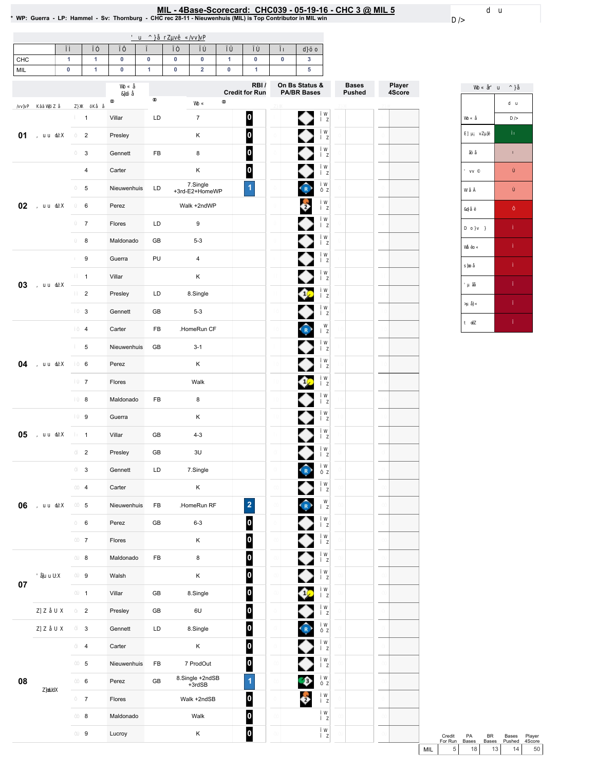# MIL - 4Base-Scorecard: CHC039 - 05-19-16 - CHC 3 @ MIL 5

\* WP: Guerra - LP: Hammel - Sv: Thornburg - CHC rec 28-11 - Nieuwenhuis (MIL) is Top Contributor in MIL win

| | 1 | 2 | 3 | 4 | 5 | 6 | 7 | 8 | 9 | |
|---|---|---|---|---|---|---|---|---|---|---|
| CHC | 1 | 1 | 0 | 0 | 0 | 0 | 1 | 0 | 0 | 3 |
| MIL | 0 | 1 | 0 | 1 | 0 | 2 | 0 | 1 | | 5 |

| Inning | # | Player | BIP | Play | RBI / Credit for Run | On Bs Status & PA/BR Bases | Bases Pushed | Player 4Score |
|---|---|---|---|---|---|---|---|---|
| 01 | 1 | Villar | LD | 7 | 0 | | | |
| | 2 | Presley | | K | 0 | | | |
| | 3 | Gennett | FB | 8 | 0 | | | |
| 02 | 4 | Carter | | K | 0 | | | |
| | 5 | Nieuwenhuis | LD | 7.Single +3rd-E2+HomeWP | 1 | R | | |
| | 6 | Perez | | Walk +2ndWP | | 2 | | |
| | 7 | Flores | LD | 9 | | | | |
| | 8 | Maldonado | GB | 5-3 | | | | |
| 03 | 9 | Guerra | PU | 4 | | | | |
| | 1 | Villar | | K | | | | |
| | 2 | Presley | LD | 8.Single | | 1 | | |
| | 3 | Gennett | GB | 5-3 | | | | |
| 04 | 4 | Carter | FB | .HomeRun CF | | R | | |
| | 5 | Nieuwenhuis | GB | 3-1 | | | | |
| | 6 | Perez | | K | | | | |
| | 7 | Flores | | Walk | | 1 | | |
| | 8 | Maldonado | FB | 8 | | | | |
| 05 | 9 | Guerra | | K | | | | |
| | 1 | Villar | GB | 4-3 | | | | |
| | 2 | Presley | GB | 3U | | | | |
| 06 | 3 | Gennett | LD | 7.Single | | R | | |
| | 4 | Carter | | K | | | | |
| | 5 | Nieuwenhuis | FB | .HomeRun RF | 2 | R | | |
| | 6 | Perez | GB | 6-3 | 0 | | | |
| | 7 | Flores | | K | 0 | | | |
| 07 | 8 | Maldonado | FB | 8 | 0 | | | |
| | 9 | Walsh | | K | 0 | | | |
| | 1 | Villar | GB | 8.Single | 0 | 1 | | |
| | 2 | Presley | GB | 6U | 0 | | | |
| 08 | 3 | Gennett | LD | 8.Single | 0 | R | | |
| | 4 | Carter | | K | 0 | | | |
| | 5 | Nieuwenhuis | FB | 7 ProdOut | 0 | | | |
| | 6 | Perez | GB | 8.Single +2ndSB +3rdSB | 1 | 3 | | |
| | 7 | Flores | | Walk +2ndSB | 0 | 2 | | |
| | 8 | Maldonado | | Walk | 0 | | | |
| | 9 | Lucroy | | K | 0 | | | |

| | Credit For Run | PA Bases | BR Bases | Bases Pushed | Player 4Score |
|---|---|---|---|---|---|
| MIL | 5 | 18 | 13 | 14 | 50 |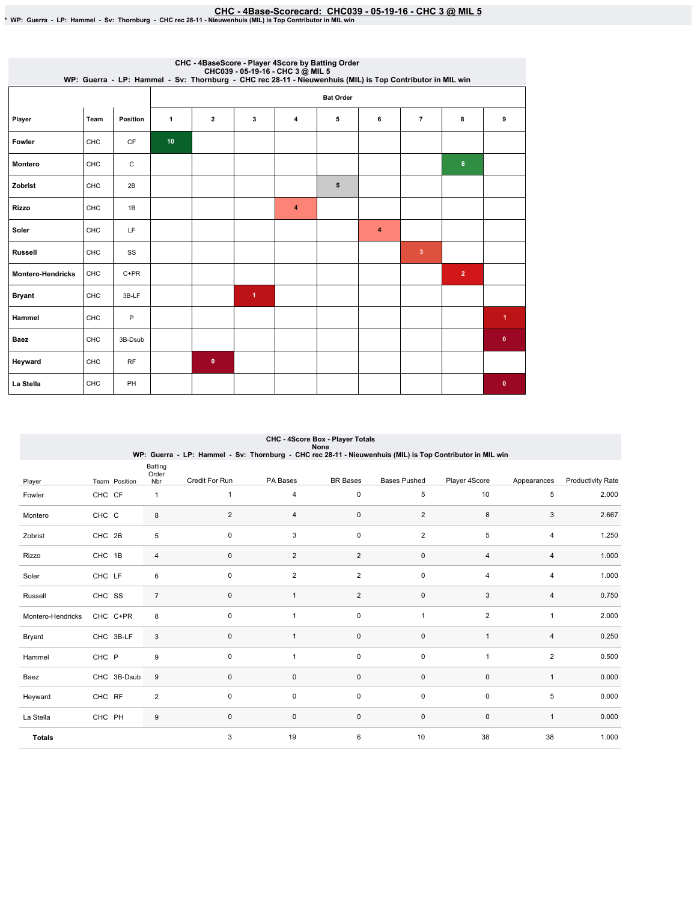# CHC - 4Base-Scorecard: CHC039 - 05-19-16 - CHC 3 @ MIL 5

* WP: Guerra - LP: Hammel - Sv: Thornburg - CHC rec 28-11 - Nieuwenhuis (MIL) is Top Contributor in MIL win

## CHC - 4BaseScore - Player 4Score by Batting Order

CHC039 - 05-19-16 - CHC 3 @ MIL 5

WP: Guerra - LP: Hammel - Sv: Thornburg - CHC rec 28-11 - Nieuwenhuis (MIL) is Top Contributor in MIL win

| Player | Team | Position | Bat Order 1 | 2 | 3 | 4 | 5 | 6 | 7 | 8 | 9 |
|---|---|---|---|---|---|---|---|---|---|---|---|
| Fowler | CHC | CF | 10 | | | | | | | | |
| Montero | CHC | C | | | | | | | | 8 | |
| Zobrist | CHC | 2B | | | | | 5 | | | | |
| Rizzo | CHC | 1B | | | | 4 | | | | | |
| Soler | CHC | LF | | | | | | 4 | | | |
| Russell | CHC | SS | | | | | | | 3 | | |
| Montero-Hendricks | CHC | C+PR | | | | | | | | 2 | |
| Bryant | CHC | 3B-LF | | | 1 | | | | | | |
| Hammel | CHC | P | | | | | | | | | 1 |
| Baez | CHC | 3B-Dsub | | | | | | | | | 0 |
| Heyward | CHC | RF | | 0 | | | | | | | |
| La Stella | CHC | PH | | | | | | | | | 0 |

## CHC - 4Score Box - Player Totals

None

WP: Guerra - LP: Hammel - Sv: Thornburg - CHC rec 28-11 - Nieuwenhuis (MIL) is Top Contributor in MIL win

| Player | Team | Position | Batting Order Nbr | Credit For Run | PA Bases | BR Bases | Bases Pushed | Player 4Score | Appearances | Productivity Rate |
|---|---|---|---|---|---|---|---|---|---|---|
| Fowler | CHC | CF | 1 | 1 | 4 | 0 | 5 | 10 | 5 | 2.000 |
| Montero | CHC | C | 8 | 2 | 4 | 0 | 2 | 8 | 3 | 2.667 |
| Zobrist | CHC | 2B | 5 | 0 | 3 | 0 | 2 | 5 | 4 | 1.250 |
| Rizzo | CHC | 1B | 4 | 0 | 2 | 2 | 0 | 4 | 4 | 1.000 |
| Soler | CHC | LF | 6 | 0 | 2 | 2 | 0 | 4 | 4 | 1.000 |
| Russell | CHC | SS | 7 | 0 | 1 | 2 | 0 | 3 | 4 | 0.750 |
| Montero-Hendricks | CHC | C+PR | 8 | 0 | 1 | 0 | 1 | 2 | 1 | 2.000 |
| Bryant | CHC | 3B-LF | 3 | 0 | 1 | 0 | 0 | 1 | 4 | 0.250 |
| Hammel | CHC | P | 9 | 0 | 1 | 0 | 0 | 1 | 2 | 0.500 |
| Baez | CHC | 3B-Dsub | 9 | 0 | 0 | 0 | 0 | 0 | 1 | 0.000 |
| Heyward | CHC | RF | 2 | 0 | 0 | 0 | 0 | 0 | 5 | 0.000 |
| La Stella | CHC | PH | 9 | 0 | 0 | 0 | 0 | 0 | 1 | 0.000 |
| **Totals** | | | | 3 | 19 | 6 | 10 | 38 | 38 | 1.000 |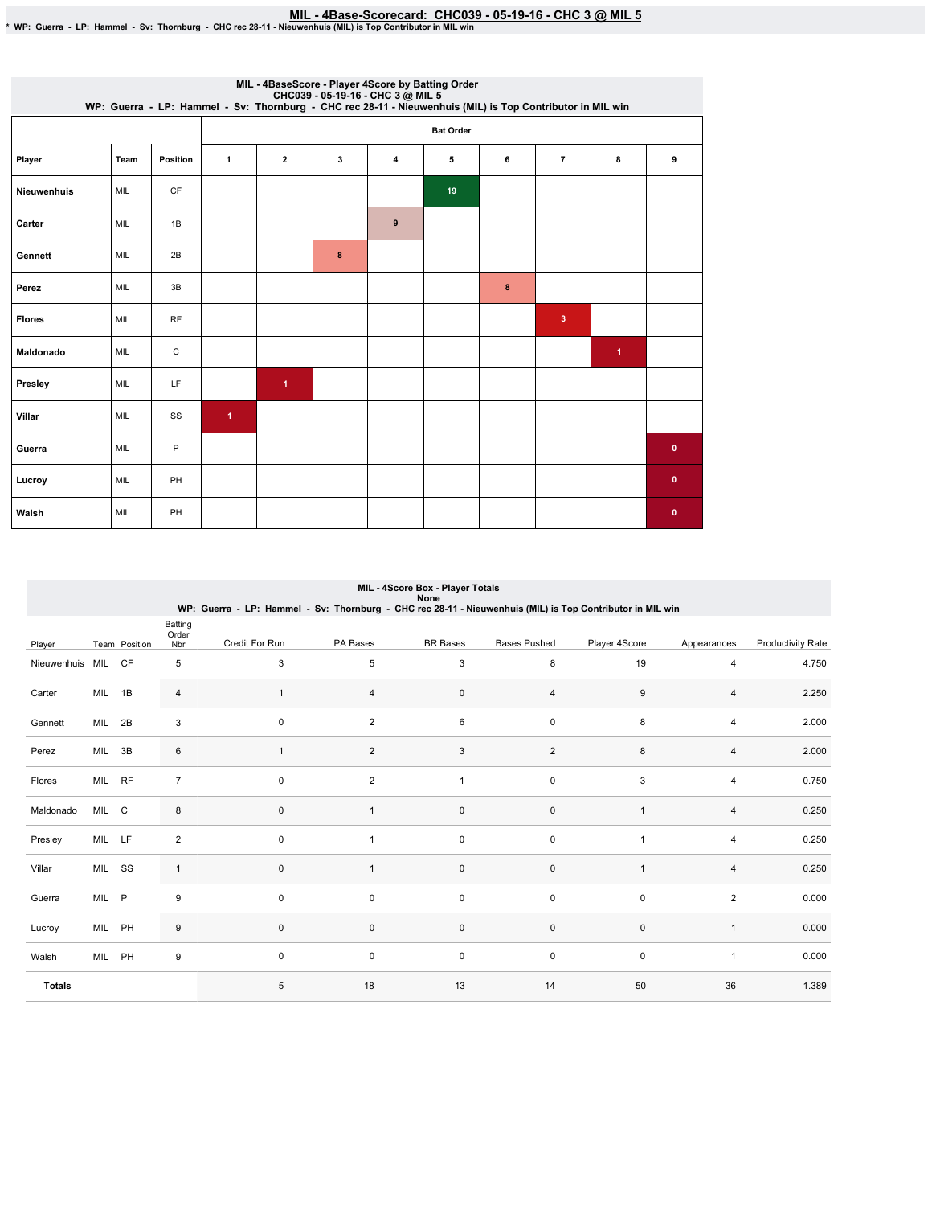# MIL - 4Base-Scorecard: CHC039 - 05-19-16 - CHC 3 @ MIL 5

\* WP: Guerra - LP: Hammel - Sv: Thornburg - CHC rec 28-11 - Nieuwenhuis (MIL) is Top Contributor in MIL win

## MIL - 4BaseScore - Player 4Score by Batting Order

CHC039 - 05-19-16 - CHC 3 @ MIL 5

WP: Guerra - LP: Hammel - Sv: Thornburg - CHC rec 28-11 - Nieuwenhuis (MIL) is Top Contributor in MIL win

| Player | Team | Position | Bat Order 1 | 2 | 3 | 4 | 5 | 6 | 7 | 8 | 9 |
|---|---|---|---|---|---|---|---|---|---|---|---|
| Nieuwenhuis | MIL | CF | | | | | 19 | | | | |
| Carter | MIL | 1B | | | | 9 | | | | | |
| Gennett | MIL | 2B | | | 8 | | | | | | |
| Perez | MIL | 3B | | | | | | 8 | | | |
| Flores | MIL | RF | | | | | | | 3 | | |
| Maldonado | MIL | C | | | | | | | | 1 | |
| Presley | MIL | LF | | 1 | | | | | | | |
| Villar | MIL | SS | 1 | | | | | | | | |
| Guerra | MIL | P | | | | | | | | | 0 |
| Lucroy | MIL | PH | | | | | | | | | 0 |
| Walsh | MIL | PH | | | | | | | | | 0 |

## MIL - 4Score Box - Player Totals

None

WP: Guerra - LP: Hammel - Sv: Thornburg - CHC rec 28-11 - Nieuwenhuis (MIL) is Top Contributor in MIL win

| Player | Team | Position | Batting Order Nbr | Credit For Run | PA Bases | BR Bases | Bases Pushed | Player 4Score | Appearances | Productivity Rate |
|---|---|---|---|---|---|---|---|---|---|---|
| Nieuwenhuis | MIL | CF | 5 | 3 | 5 | 3 | 8 | 19 | 4 | 4.750 |
| Carter | MIL | 1B | 4 | 1 | 4 | 0 | 4 | 9 | 4 | 2.250 |
| Gennett | MIL | 2B | 3 | 0 | 2 | 6 | 0 | 8 | 4 | 2.000 |
| Perez | MIL | 3B | 6 | 1 | 2 | 3 | 2 | 8 | 4 | 2.000 |
| Flores | MIL | RF | 7 | 0 | 2 | 1 | 0 | 3 | 4 | 0.750 |
| Maldonado | MIL | C | 8 | 0 | 1 | 0 | 0 | 1 | 4 | 0.250 |
| Presley | MIL | LF | 2 | 0 | 1 | 0 | 0 | 1 | 4 | 0.250 |
| Villar | MIL | SS | 1 | 0 | 1 | 0 | 0 | 1 | 4 | 0.250 |
| Guerra | MIL | P | 9 | 0 | 0 | 0 | 0 | 0 | 2 | 0.000 |
| Lucroy | MIL | PH | 9 | 0 | 0 | 0 | 0 | 0 | 1 | 0.000 |
| Walsh | MIL | PH | 9 | 0 | 0 | 0 | 0 | 0 | 1 | 0.000 |
| **Totals** | | | | 5 | 18 | 13 | 14 | 50 | 36 | 1.389 |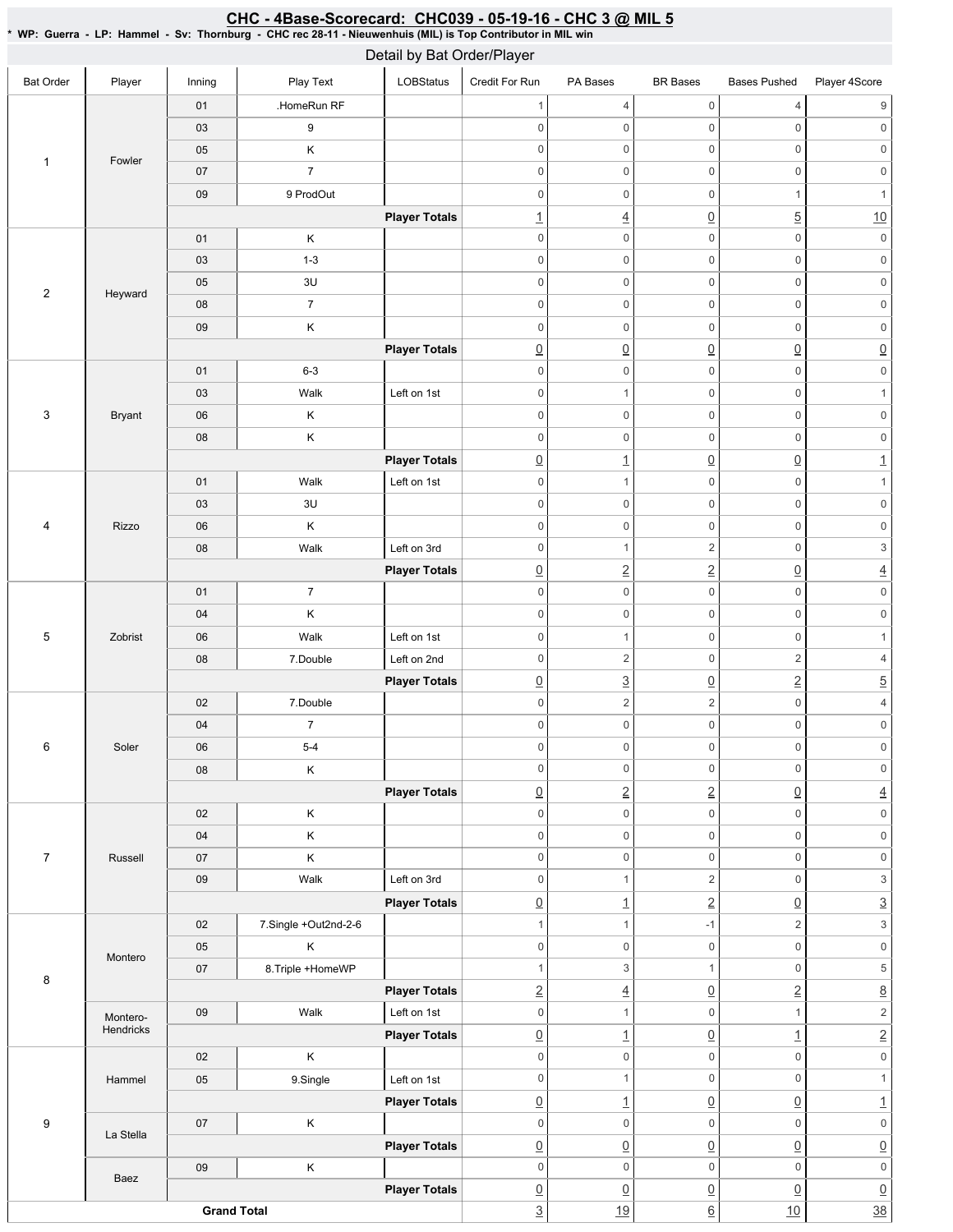## CHC - 4Base-Scorecard: CHC039 - 05-19-16 - CHC 3 @ MIL 5

**\* WP: Guerra - LP: Hammel - Sv: Thornburg - CHC rec 28-11 - Nieuwenhuis (MIL) is Top Contributor in MIL win**

### Detail by Bat Order/Player

| Bat Order | Player | Inning | Play Text | LOBStatus | Credit For Run | PA Bases | BR Bases | Bases Pushed | Player 4Score |
|---|---|---|---|---|---|---|---|---|---|
| 1 | Fowler | 01 | .HomeRun RF | | 1 | 4 | 0 | 4 | 9 |
| | | 03 | 9 | | 0 | 0 | 0 | 0 | 0 |
| | | 05 | K | | 0 | 0 | 0 | 0 | 0 |
| | | 07 | 7 | | 0 | 0 | 0 | 0 | 0 |
| | | 09 | 9 ProdOut | | 0 | 0 | 0 | 1 | 1 |
| | | | | **Player Totals** | 1 | 4 | 0 | 5 | 10 |
| 2 | Heyward | 01 | K | | 0 | 0 | 0 | 0 | 0 |
| | | 03 | 1-3 | | 0 | 0 | 0 | 0 | 0 |
| | | 05 | 3U | | 0 | 0 | 0 | 0 | 0 |
| | | 08 | 7 | | 0 | 0 | 0 | 0 | 0 |
| | | 09 | K | | 0 | 0 | 0 | 0 | 0 |
| | | | | **Player Totals** | 0 | 0 | 0 | 0 | 0 |
| 3 | Bryant | 01 | 6-3 | | 0 | 0 | 0 | 0 | 0 |
| | | 03 | Walk | Left on 1st | 0 | 1 | 0 | 0 | 1 |
| | | 06 | K | | 0 | 0 | 0 | 0 | 0 |
| | | 08 | K | | 0 | 0 | 0 | 0 | 0 |
| | | | | **Player Totals** | 0 | 1 | 0 | 0 | 1 |
| 4 | Rizzo | 01 | Walk | Left on 1st | 0 | 1 | 0 | 0 | 1 |
| | | 03 | 3U | | 0 | 0 | 0 | 0 | 0 |
| | | 06 | K | | 0 | 0 | 0 | 0 | 0 |
| | | 08 | Walk | Left on 3rd | 0 | 1 | 2 | 0 | 3 |
| | | | | **Player Totals** | 0 | 2 | 2 | 0 | 4 |
| 5 | Zobrist | 01 | 7 | | 0 | 0 | 0 | 0 | 0 |
| | | 04 | K | | 0 | 0 | 0 | 0 | 0 |
| | | 06 | Walk | Left on 1st | 0 | 1 | 0 | 0 | 1 |
| | | 08 | 7.Double | Left on 2nd | 0 | 2 | 0 | 2 | 4 |
| | | | | **Player Totals** | 0 | 3 | 0 | 2 | 5 |
| 6 | Soler | 02 | 7.Double | | 0 | 2 | 2 | 0 | 4 |
| | | 04 | 7 | | 0 | 0 | 0 | 0 | 0 |
| | | 06 | 5-4 | | 0 | 0 | 0 | 0 | 0 |
| | | 08 | K | | 0 | 0 | 0 | 0 | 0 |
| | | | | **Player Totals** | 0 | 2 | 2 | 0 | 4 |
| 7 | Russell | 02 | K | | 0 | 0 | 0 | 0 | 0 |
| | | 04 | K | | 0 | 0 | 0 | 0 | 0 |
| | | 07 | K | | 0 | 0 | 0 | 0 | 0 |
| | | 09 | Walk | Left on 3rd | 0 | 1 | 2 | 0 | 3 |
| | | | | **Player Totals** | 0 | 1 | 2 | 0 | 3 |
| 8 | Montero | 02 | 7.Single +Out2nd-2-6 | | 1 | 1 | -1 | 2 | 3 |
| | | 05 | K | | 0 | 0 | 0 | 0 | 0 |
| | | 07 | 8.Triple +HomeWP | | 1 | 3 | 1 | 0 | 5 |
| | | | | **Player Totals** | 2 | 4 | 0 | 2 | 8 |
| | Montero-Hendricks | 09 | Walk | Left on 1st | 0 | 1 | 0 | 1 | 2 |
| | | | | **Player Totals** | 0 | 1 | 0 | 1 | 2 |
| 9 | Hammel | 02 | K | | 0 | 0 | 0 | 0 | 0 |
| | | 05 | 9.Single | Left on 1st | 0 | 1 | 0 | 0 | 1 |
| | | | | **Player Totals** | 0 | 1 | 0 | 0 | 1 |
| | La Stella | 07 | K | | 0 | 0 | 0 | 0 | 0 |
| | | | | **Player Totals** | 0 | 0 | 0 | 0 | 0 |
| | Baez | 09 | K | | 0 | 0 | 0 | 0 | 0 |
| | | | | **Player Totals** | 0 | 0 | 0 | 0 | 0 |
| **Grand Total** | | | | | 3 | 19 | 6 | 10 | 38 |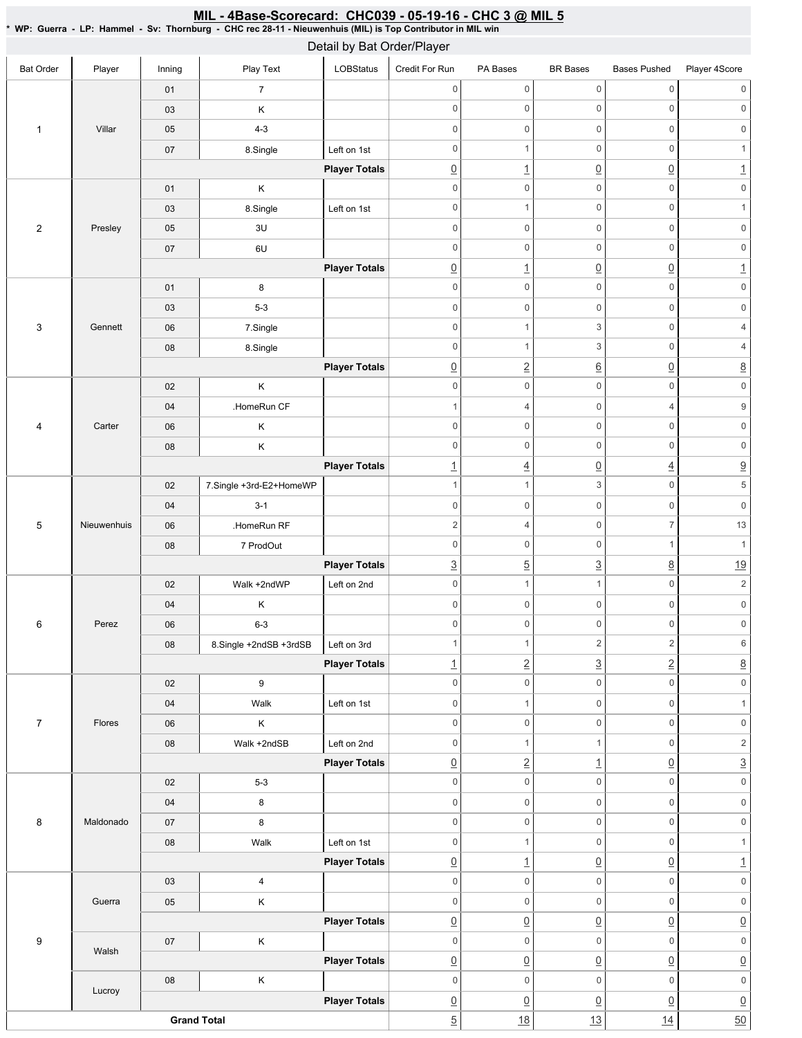## MIL - 4Base-Scorecard: CHC039 - 05-19-16 - CHC 3 @ MIL 5

* WP: Guerra - LP: Hammel - Sv: Thornburg - CHC rec 28-11 - Nieuwenhuis (MIL) is Top Contributor in MIL win

### Detail by Bat Order/Player

| Bat Order | Player | Inning | Play Text | LOBStatus | Credit For Run | PA Bases | BR Bases | Bases Pushed | Player 4Score |
|---|---|---|---|---|---|---|---|---|---|
| 1 | Villar | 01 | 7 | | 0 | 0 | 0 | 0 | 0 |
| | | 03 | K | | 0 | 0 | 0 | 0 | 0 |
| | | 05 | 4-3 | | 0 | 0 | 0 | 0 | 0 |
| | | 07 | 8.Single | Left on 1st | 0 | 1 | 0 | 0 | 1 |
| | | | | **Player Totals** | 0 | 1 | 0 | 0 | 1 |
| 2 | Presley | 01 | K | | 0 | 0 | 0 | 0 | 0 |
| | | 03 | 8.Single | Left on 1st | 0 | 1 | 0 | 0 | 1 |
| | | 05 | 3U | | 0 | 0 | 0 | 0 | 0 |
| | | 07 | 6U | | 0 | 0 | 0 | 0 | 0 |
| | | | | **Player Totals** | 0 | 1 | 0 | 0 | 1 |
| 3 | Gennett | 01 | 8 | | 0 | 0 | 0 | 0 | 0 |
| | | 03 | 5-3 | | 0 | 0 | 0 | 0 | 0 |
| | | 06 | 7.Single | | 0 | 1 | 3 | 0 | 4 |
| | | 08 | 8.Single | | 0 | 1 | 3 | 0 | 4 |
| | | | | **Player Totals** | 0 | 2 | 6 | 0 | 8 |
| 4 | Carter | 02 | K | | 0 | 0 | 0 | 0 | 0 |
| | | 04 | .HomeRun CF | | 1 | 4 | 0 | 4 | 9 |
| | | 06 | K | | 0 | 0 | 0 | 0 | 0 |
| | | 08 | K | | 0 | 0 | 0 | 0 | 0 |
| | | | | **Player Totals** | 1 | 4 | 0 | 4 | 9 |
| 5 | Nieuwenhuis | 02 | 7.Single +3rd-E2+HomeWP | | 1 | 1 | 3 | 0 | 5 |
| | | 04 | 3-1 | | 0 | 0 | 0 | 0 | 0 |
| | | 06 | .HomeRun RF | | 2 | 4 | 0 | 7 | 13 |
| | | 08 | 7 ProdOut | | 0 | 0 | 0 | 1 | 1 |
| | | | | **Player Totals** | 3 | 5 | 3 | 8 | 19 |
| 6 | Perez | 02 | Walk +2ndWP | Left on 2nd | 0 | 1 | 1 | 0 | 2 |
| | | 04 | K | | 0 | 0 | 0 | 0 | 0 |
| | | 06 | 6-3 | | 0 | 0 | 0 | 0 | 0 |
| | | 08 | 8.Single +2ndSB +3rdSB | Left on 3rd | 1 | 1 | 2 | 2 | 6 |
| | | | | **Player Totals** | 1 | 2 | 3 | 2 | 8 |
| 7 | Flores | 02 | 9 | | 0 | 0 | 0 | 0 | 0 |
| | | 04 | Walk | Left on 1st | 0 | 1 | 0 | 0 | 1 |
| | | 06 | K | | 0 | 0 | 0 | 0 | 0 |
| | | 08 | Walk +2ndSB | Left on 2nd | 0 | 1 | 1 | 0 | 2 |
| | | | | **Player Totals** | 0 | 2 | 1 | 0 | 3 |
| 8 | Maldonado | 02 | 5-3 | | 0 | 0 | 0 | 0 | 0 |
| | | 04 | 8 | | 0 | 0 | 0 | 0 | 0 |
| | | 07 | 8 | | 0 | 0 | 0 | 0 | 0 |
| | | 08 | Walk | Left on 1st | 0 | 1 | 0 | 0 | 1 |
| | | | | **Player Totals** | 0 | 1 | 0 | 0 | 1 |
| 9 | Guerra | 03 | 4 | | 0 | 0 | 0 | 0 | 0 |
| | | 05 | K | | 0 | 0 | 0 | 0 | 0 |
| | | | | **Player Totals** | 0 | 0 | 0 | 0 | 0 |
| | Walsh | 07 | K | | 0 | 0 | 0 | 0 | 0 |
| | | | | **Player Totals** | 0 | 0 | 0 | 0 | 0 |
| | Lucroy | 08 | K | | 0 | 0 | 0 | 0 | 0 |
| | | | | **Player Totals** | 0 | 0 | 0 | 0 | 0 |
| **Grand Total** | | | | | 5 | 18 | 13 | 14 | 50 |